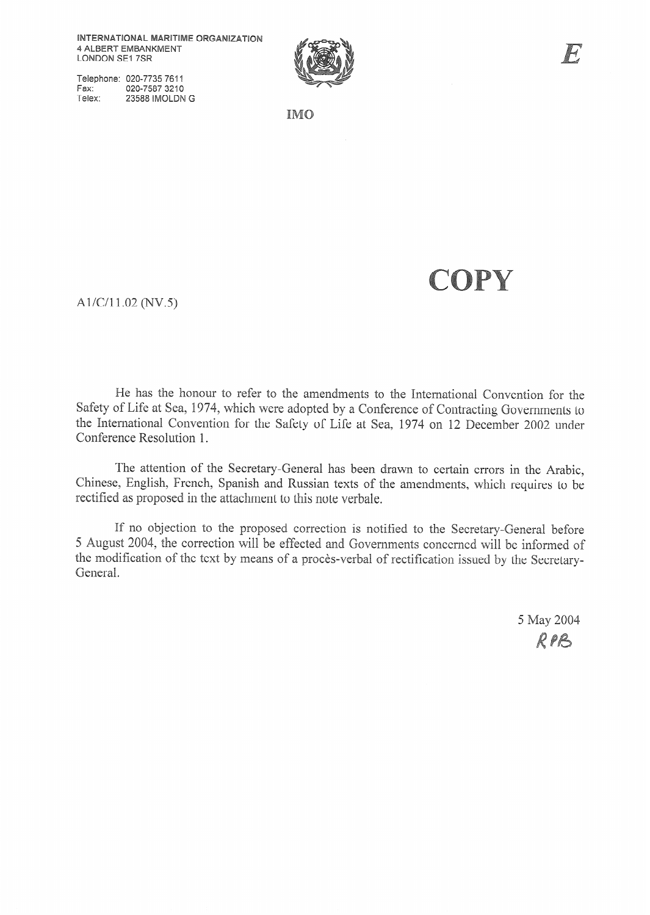INTERNATIONAL MARITIME ORGANIZATION
4 ALBERT EMBANKMENT
LONDON SE1 7SR

Telephone: 020-7735 7611
Fax: 020-7587 3210
Telex: 23588 IMOLDN G

IMO

*E*

**COPY**

A1/C/11.02 (NV.5)

He has the honour to refer to the amendments to the International Convention for the Safety of Life at Sea, 1974, which were adopted by a Conference of Contracting Governments to the International Convention for the Safety of Life at Sea, 1974 on 12 December 2002 under Conference Resolution 1.

The attention of the Secretary-General has been drawn to certain errors in the Arabic, Chinese, English, French, Spanish and Russian texts of the amendments, which requires to be rectified as proposed in the attachment to this note verbale.

If no objection to the proposed correction is notified to the Secretary-General before 5 August 2004, the correction will be effected and Governments concerned will be informed of the modification of the text by means of a procès-verbal of rectification issued by the Secretary-General.

5 May 2004

RPB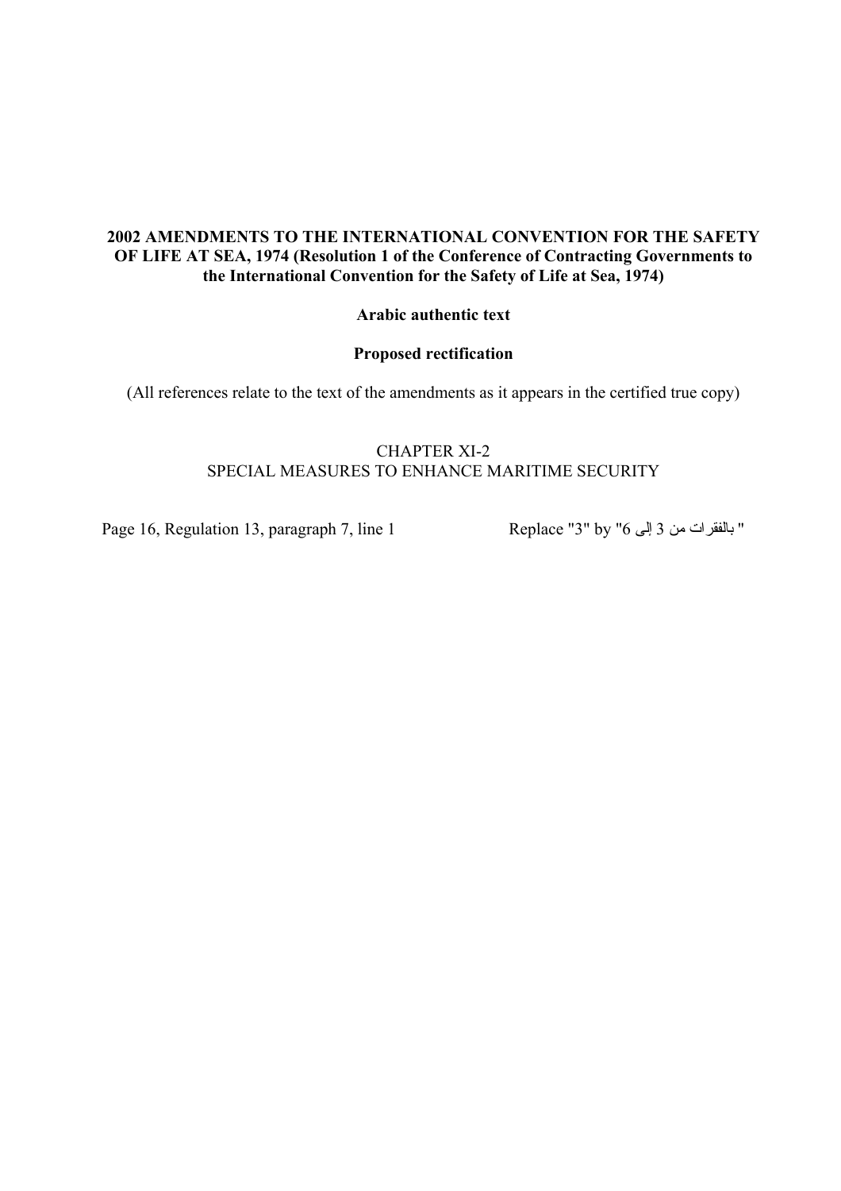**2002 AMENDMENTS TO THE INTERNATIONAL CONVENTION FOR THE SAFETY OF LIFE AT SEA, 1974 (Resolution 1 of the Conference of Contracting Governments to the International Convention for the Safety of Life at Sea, 1974)**

**Arabic authentic text**

**Proposed rectification**

(All references relate to the text of the amendments as it appears in the certified true copy)

CHAPTER XI-2
SPECIAL MEASURES TO ENHANCE MARITIME SECURITY

| | |
|---|---|
| Page 16, Regulation 13, paragraph 7, line 1 | Replace "3" by "بالفقرات من 3 إلى 6" |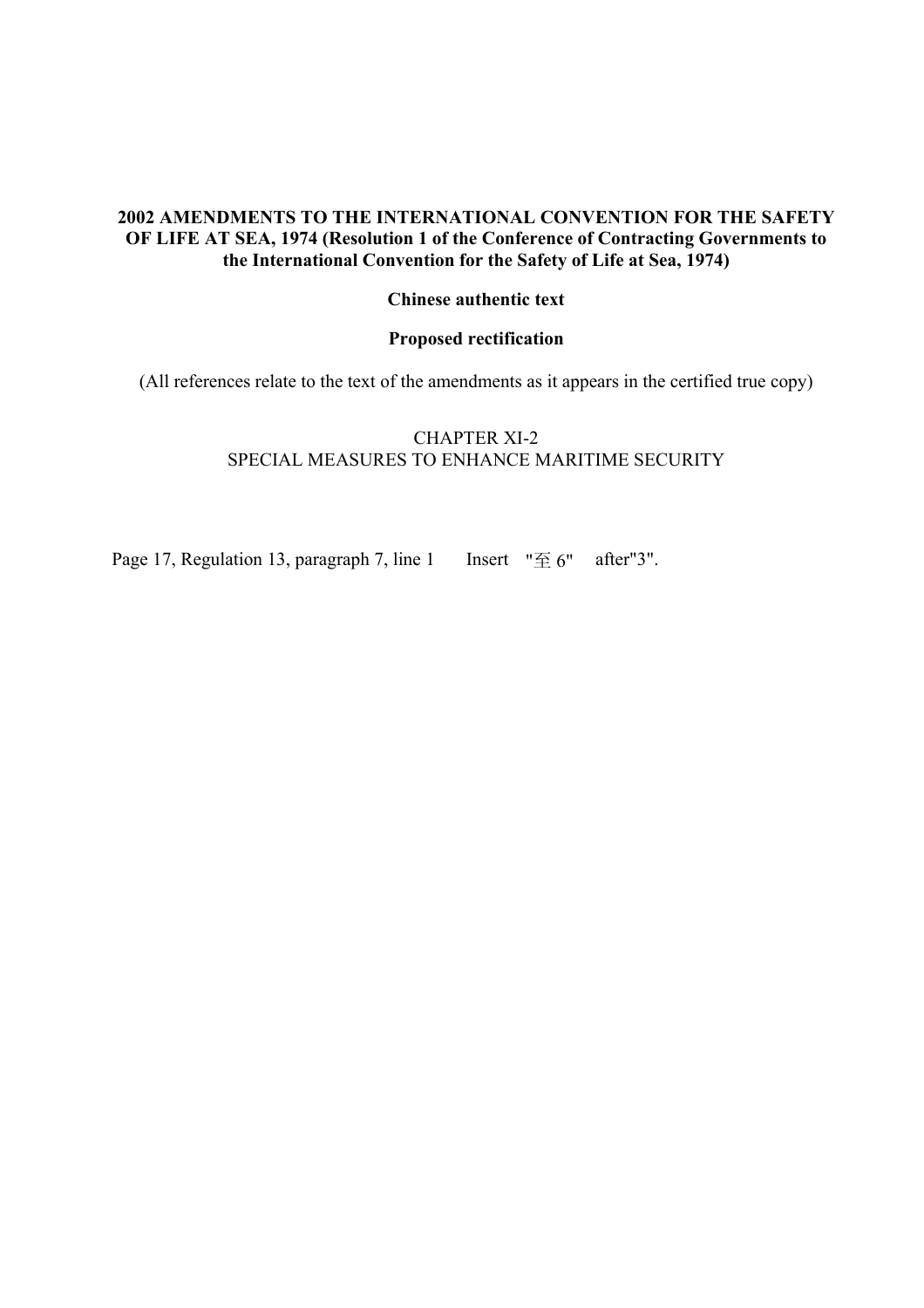**2002 AMENDMENTS TO THE INTERNATIONAL CONVENTION FOR THE SAFETY OF LIFE AT SEA, 1974 (Resolution 1 of the Conference of Contracting Governments to the International Convention for the Safety of Life at Sea, 1974)**

**Chinese authentic text**

**Proposed rectification**

(All references relate to the text of the amendments as it appears in the certified true copy)

CHAPTER XI-2
SPECIAL MEASURES TO ENHANCE MARITIME SECURITY

Page 17, Regulation 13, paragraph 7, line 1 Insert "至 6" after"3".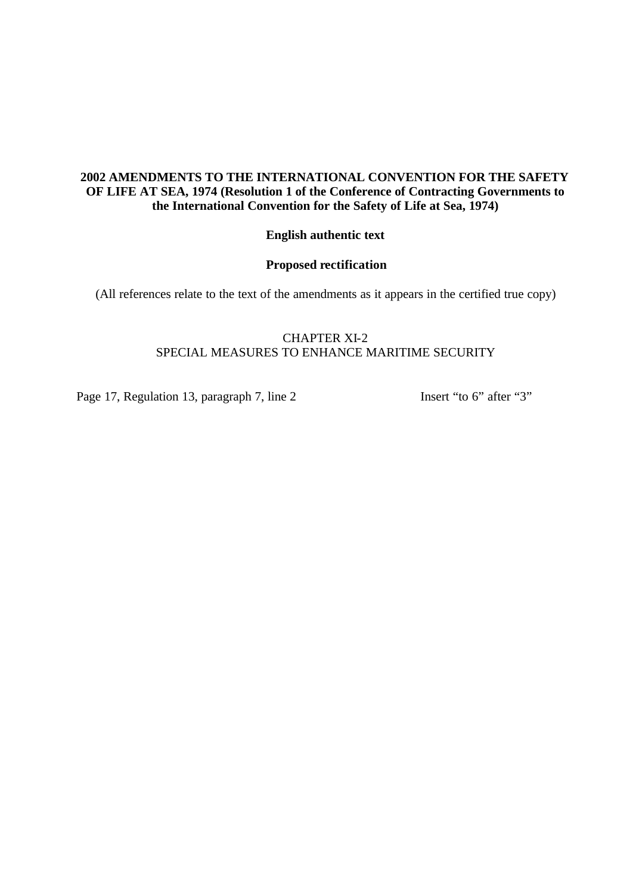**2002 AMENDMENTS TO THE INTERNATIONAL CONVENTION FOR THE SAFETY OF LIFE AT SEA, 1974 (Resolution 1 of the Conference of Contracting Governments to the International Convention for the Safety of Life at Sea, 1974)**

**English authentic text**

**Proposed rectification**

(All references relate to the text of the amendments as it appears in the certified true copy)

CHAPTER XI-2
SPECIAL MEASURES TO ENHANCE MARITIME SECURITY

| | |
|---|---|
| Page 17, Regulation 13, paragraph 7, line 2 | Insert “to 6” after “3” |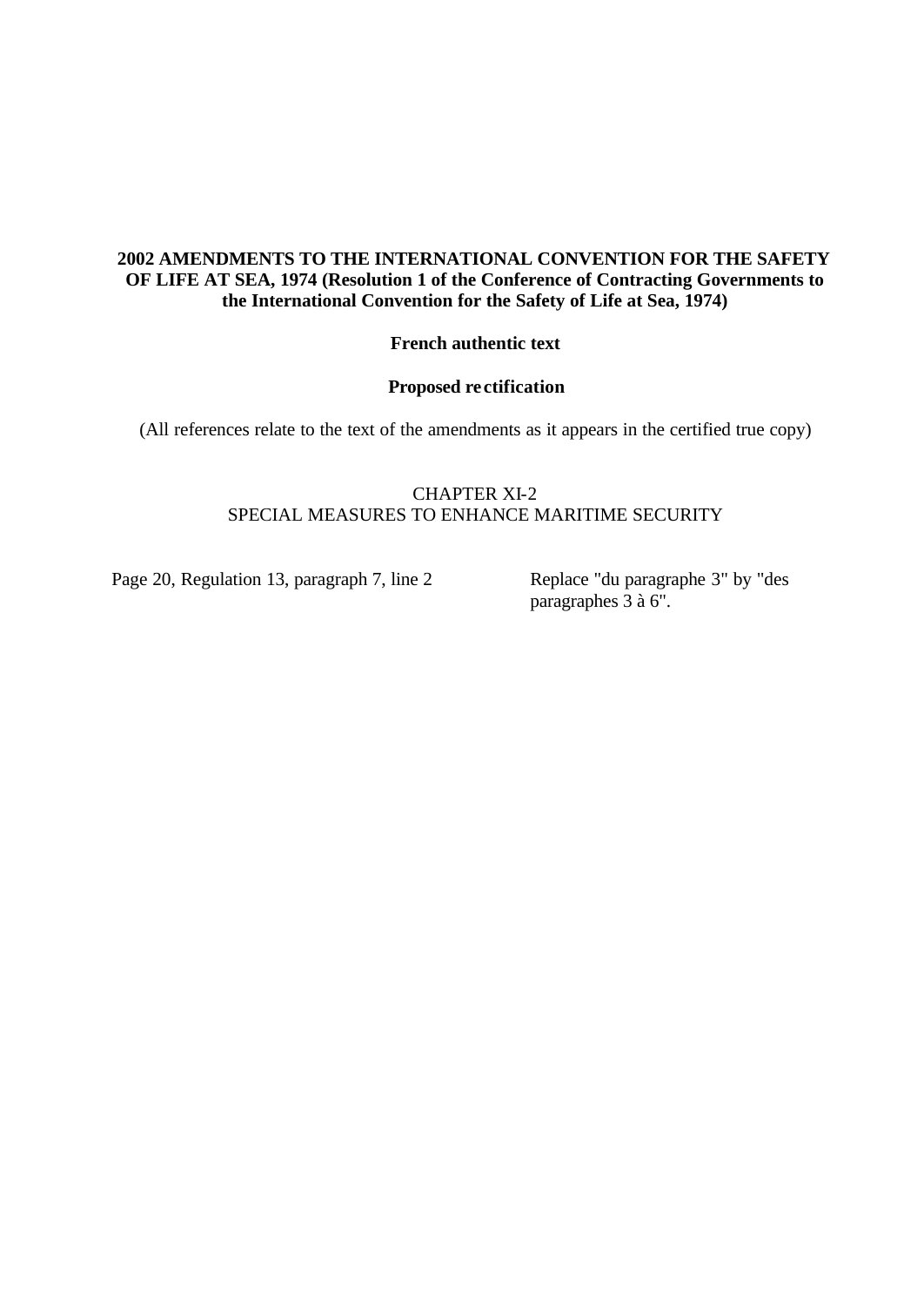**2002 AMENDMENTS TO THE INTERNATIONAL CONVENTION FOR THE SAFETY OF LIFE AT SEA, 1974 (Resolution 1 of the Conference of Contracting Governments to the International Convention for the Safety of Life at Sea, 1974)**

**French authentic text**

**Proposed rectification**

(All references relate to the text of the amendments as it appears in the certified true copy)

CHAPTER XI-2
SPECIAL MEASURES TO ENHANCE MARITIME SECURITY

| | |
|---|---|
| Page 20, Regulation 13, paragraph 7, line 2 | Replace "du paragraphe 3" by "des paragraphes 3 à 6". |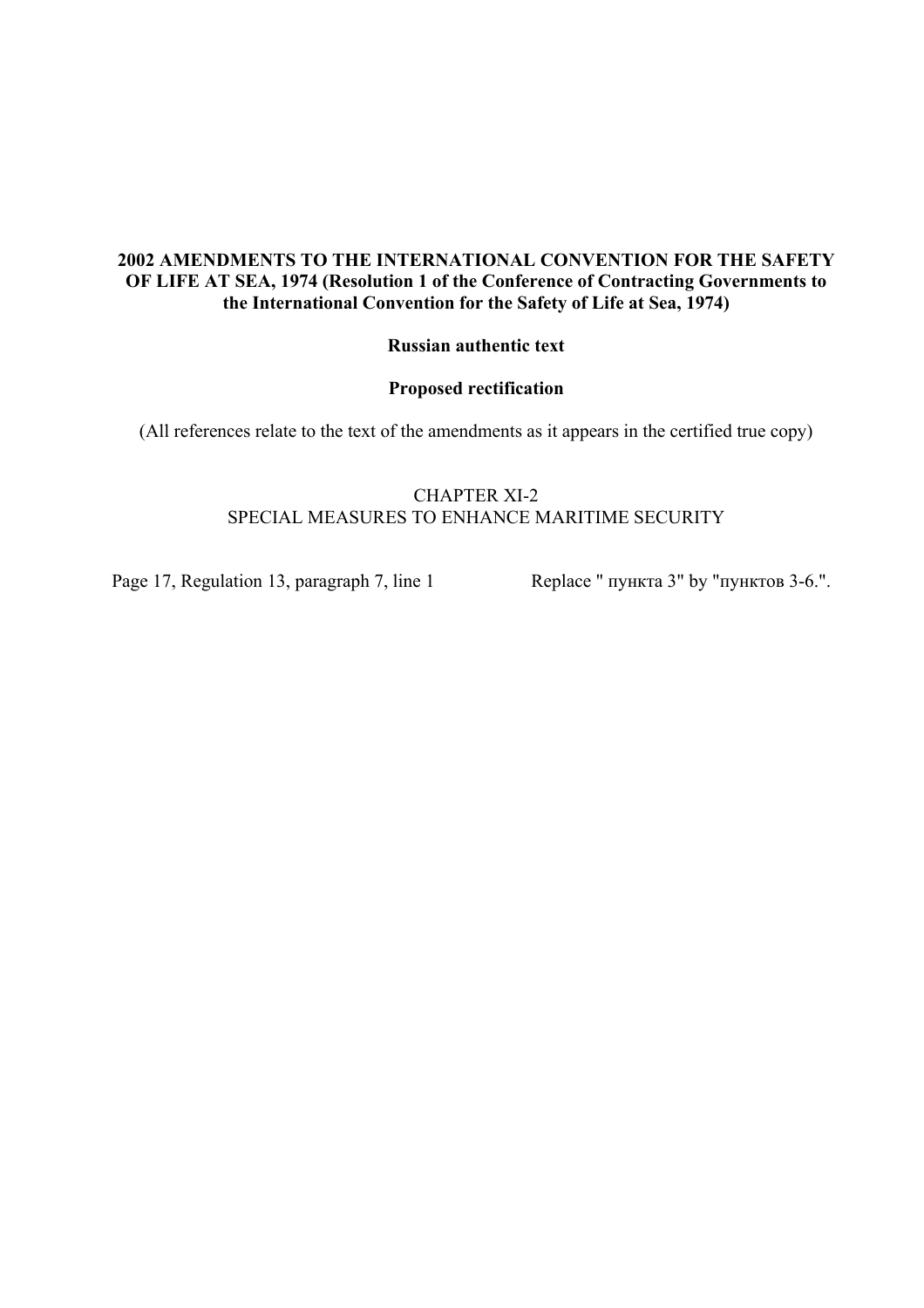**2002 AMENDMENTS TO THE INTERNATIONAL CONVENTION FOR THE SAFETY OF LIFE AT SEA, 1974 (Resolution 1 of the Conference of Contracting Governments to the International Convention for the Safety of Life at Sea, 1974)**

**Russian authentic text**

**Proposed rectification**

(All references relate to the text of the amendments as it appears in the certified true copy)

CHAPTER XI-2
SPECIAL MEASURES TO ENHANCE MARITIME SECURITY

| | |
|---|---|
| Page 17, Regulation 13, paragraph 7, line 1 | Replace " пункта 3" by "пунктов 3-6.". |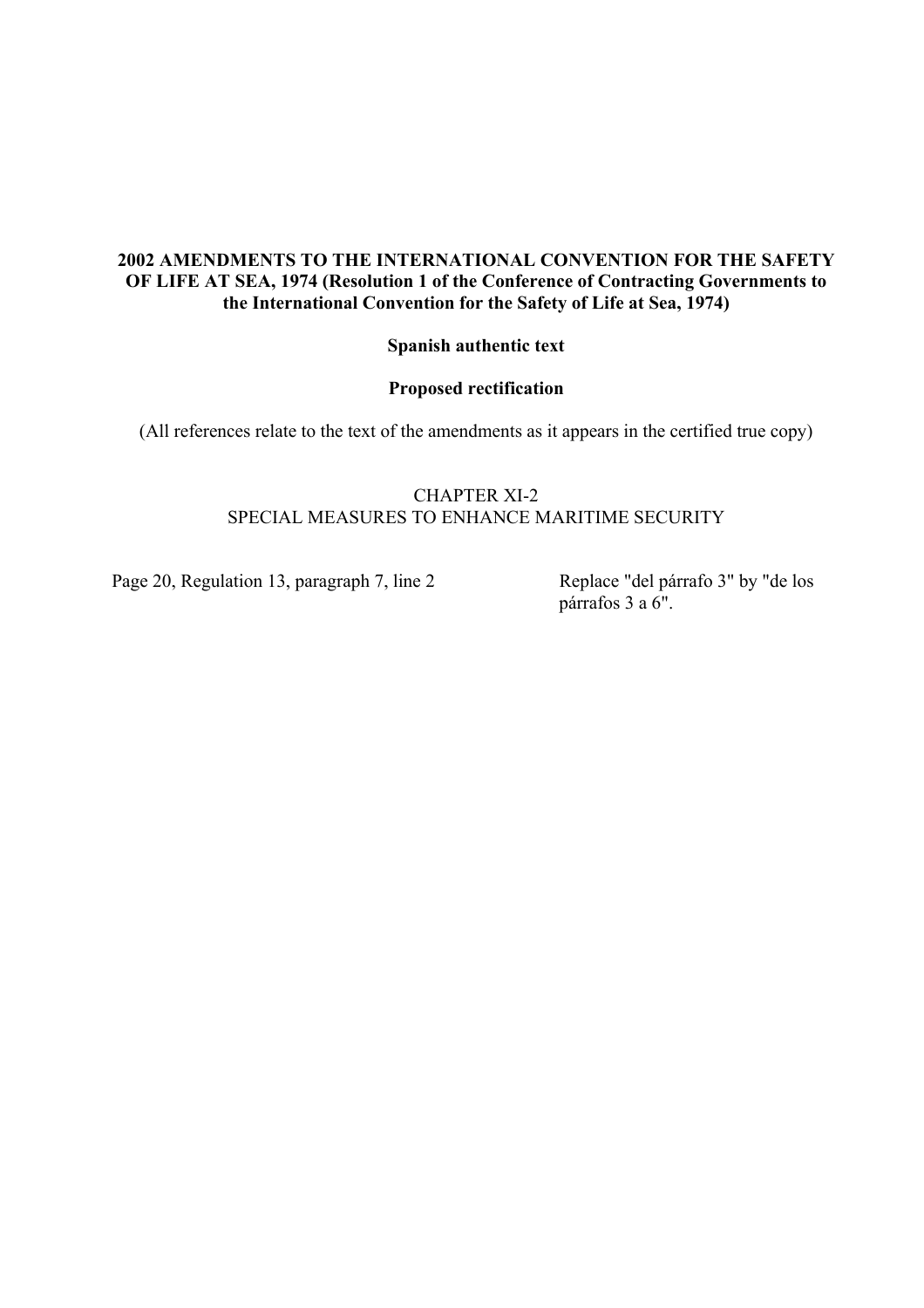**2002 AMENDMENTS TO THE INTERNATIONAL CONVENTION FOR THE SAFETY OF LIFE AT SEA, 1974 (Resolution 1 of the Conference of Contracting Governments to the International Convention for the Safety of Life at Sea, 1974)**

**Spanish authentic text**

**Proposed rectification**

(All references relate to the text of the amendments as it appears in the certified true copy)

CHAPTER XI-2
SPECIAL MEASURES TO ENHANCE MARITIME SECURITY

| | |
|---|---|
| Page 20, Regulation 13, paragraph 7, line 2 | Replace "del párrafo 3" by "de los párrafos 3 a 6". |